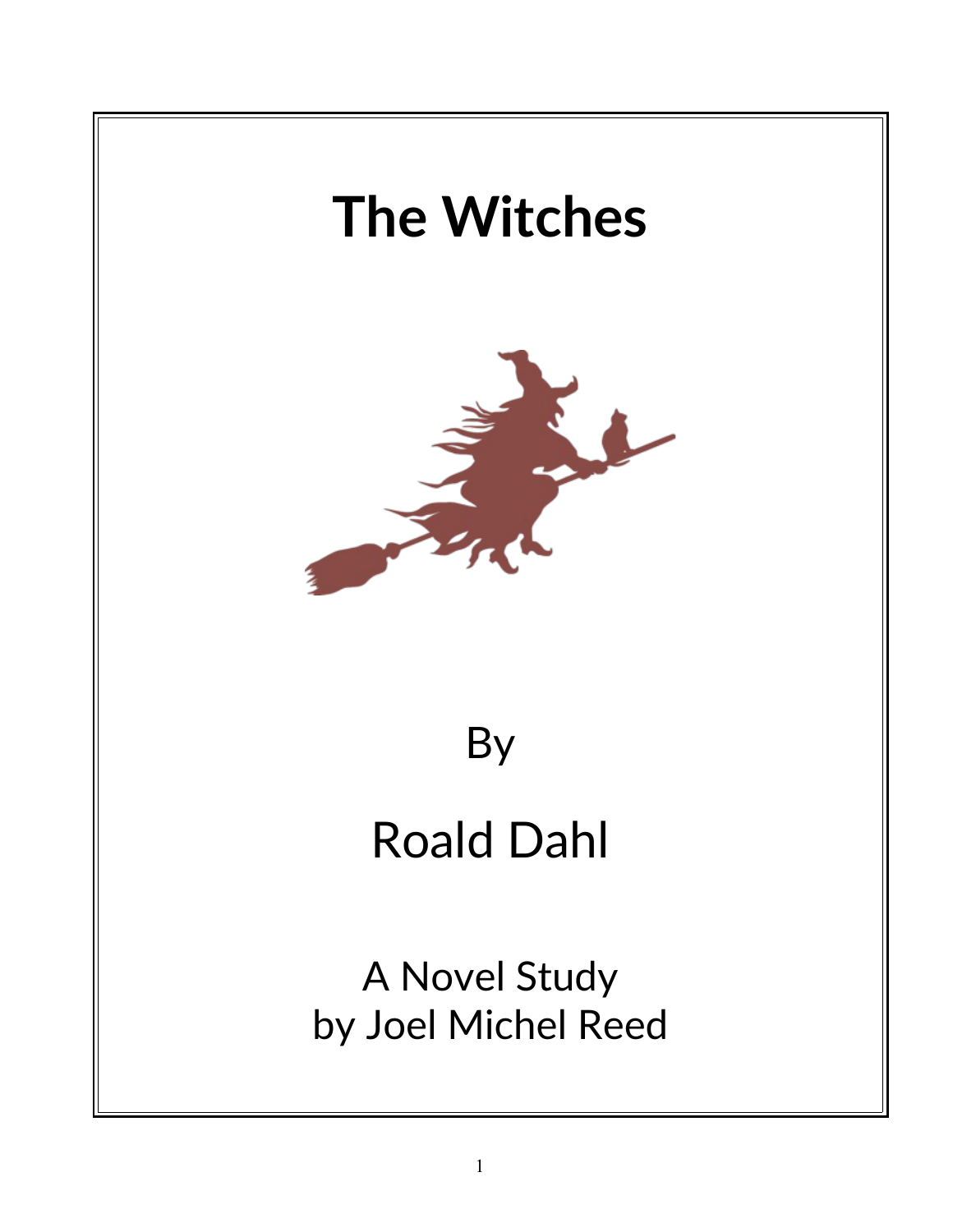# The Witches

By

Roald Dahl

A Novel Study
by Joel Michel Reed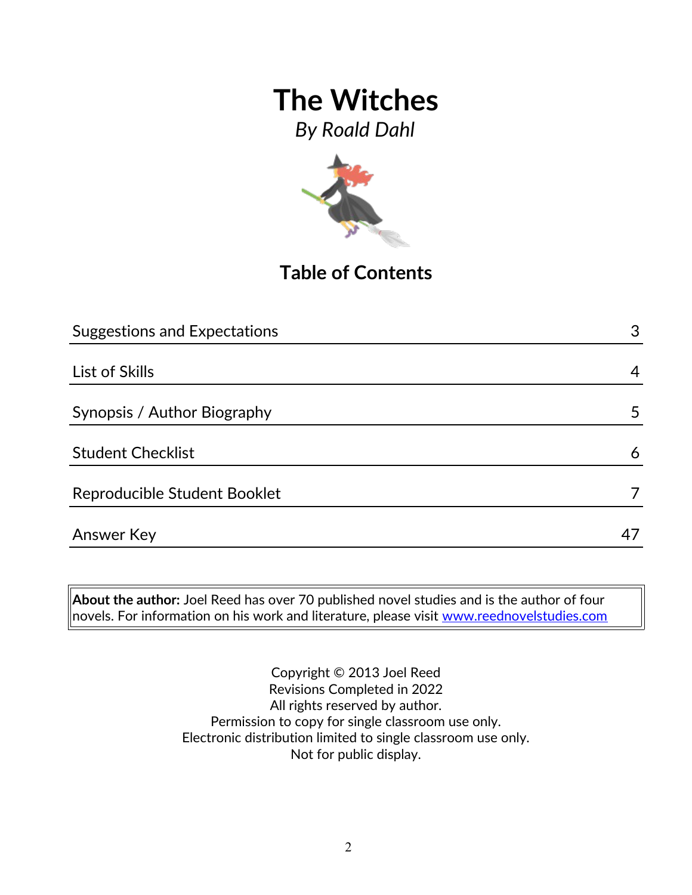# The Witches

*By Roald Dahl*

## Table of Contents

| Section | Page |
| --- | --- |
| Suggestions and Expectations | 3 |
| List of Skills | 4 |
| Synopsis / Author Biography | 5 |
| Student Checklist | 6 |
| Reproducible Student Booklet | 7 |
| Answer Key | 47 |

**About the author:** Joel Reed has over 70 published novel studies and is the author of four novels. For information on his work and literature, please visit www.reednovelstudies.com

Copyright © 2013 Joel Reed
Revisions Completed in 2022
All rights reserved by author.
Permission to copy for single classroom use only.
Electronic distribution limited to single classroom use only.
Not for public display.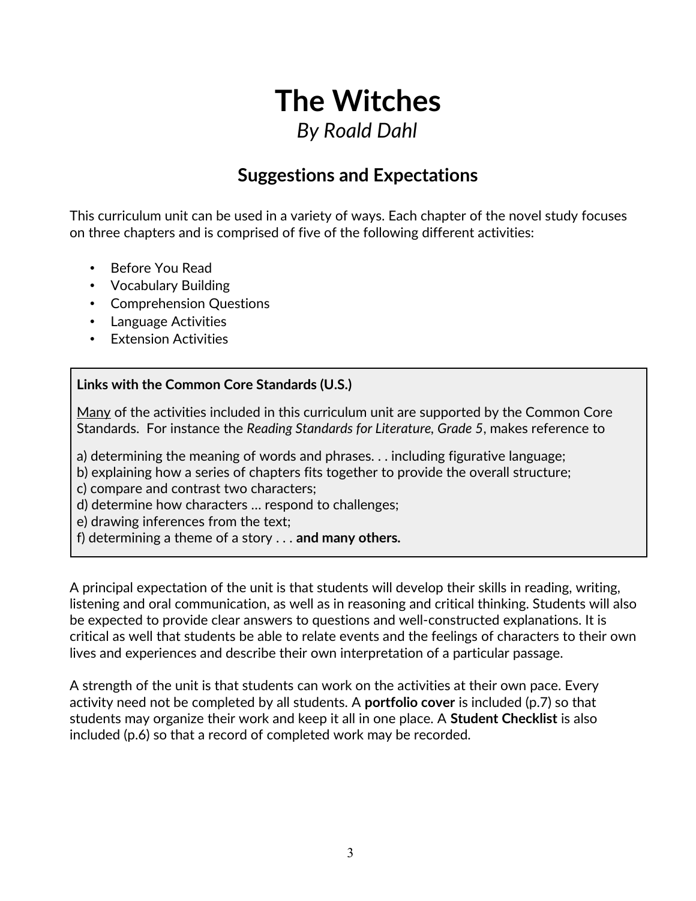# The Witches

*By Roald Dahl*

## Suggestions and Expectations

This curriculum unit can be used in a variety of ways. Each chapter of the novel study focuses on three chapters and is comprised of five of the following different activities:

- Before You Read
- Vocabulary Building
- Comprehension Questions
- Language Activities
- Extension Activities

**Links with the Common Core Standards (U.S.)**

<u>Many</u> of the activities included in this curriculum unit are supported by the Common Core Standards. For instance the *Reading Standards for Literature, Grade 5*, makes reference to

a) determining the meaning of words and phrases. . . including figurative language;
b) explaining how a series of chapters fits together to provide the overall structure;
c) compare and contrast two characters;
d) determine how characters … respond to challenges;
e) drawing inferences from the text;
f) determining a theme of a story . . . **and many others.**

A principal expectation of the unit is that students will develop their skills in reading, writing, listening and oral communication, as well as in reasoning and critical thinking. Students will also be expected to provide clear answers to questions and well-constructed explanations. It is critical as well that students be able to relate events and the feelings of characters to their own lives and experiences and describe their own interpretation of a particular passage.

A strength of the unit is that students can work on the activities at their own pace. Every activity need not be completed by all students. A **portfolio cover** is included (p.7) so that students may organize their work and keep it all in one place. A **Student Checklist** is also included (p.6) so that a record of completed work may be recorded.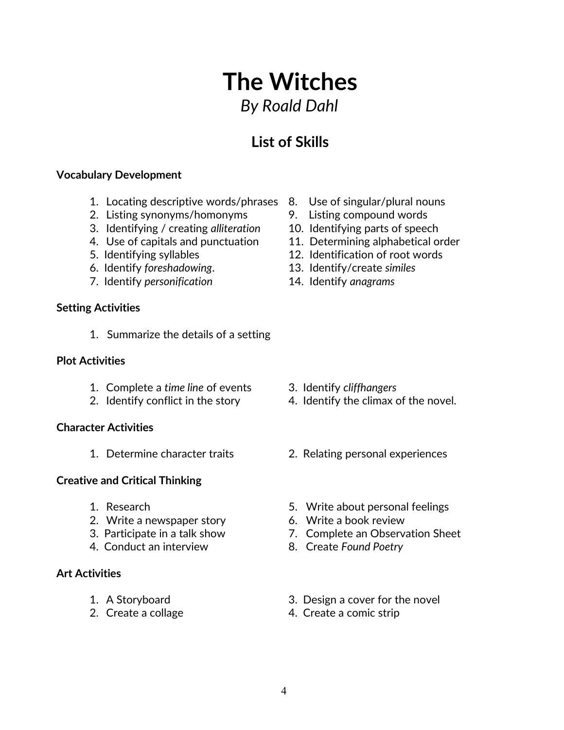# The Witches

*By Roald Dahl*

## List of Skills

**Vocabulary Development**

1. Locating descriptive words/phrases
2. Listing synonyms/homonyms
3. Identifying / creating *alliteration*
4. Use of capitals and punctuation
5. Identifying syllables
6. Identify *foreshadowing*.
7. Identify *personification*
8. Use of singular/plural nouns
9. Listing compound words
10. Identifying parts of speech
11. Determining alphabetical order
12. Identification of root words
13. Identify/create *similes*
14. Identify *anagrams*

**Setting Activities**

1. Summarize the details of a setting

**Plot Activities**

1. Complete a *time line* of events
2. Identify conflict in the story
3. Identify *cliffhangers*
4. Identify the climax of the novel.

**Character Activities**

1. Determine character traits
2. Relating personal experiences

**Creative and Critical Thinking**

1. Research
2. Write a newspaper story
3. Participate in a talk show
4. Conduct an interview
5. Write about personal feelings
6. Write a book review
7. Complete an Observation Sheet
8. Create *Found Poetry*

**Art Activities**

1. A Storyboard
2. Create a collage
3. Design a cover for the novel
4. Create a comic strip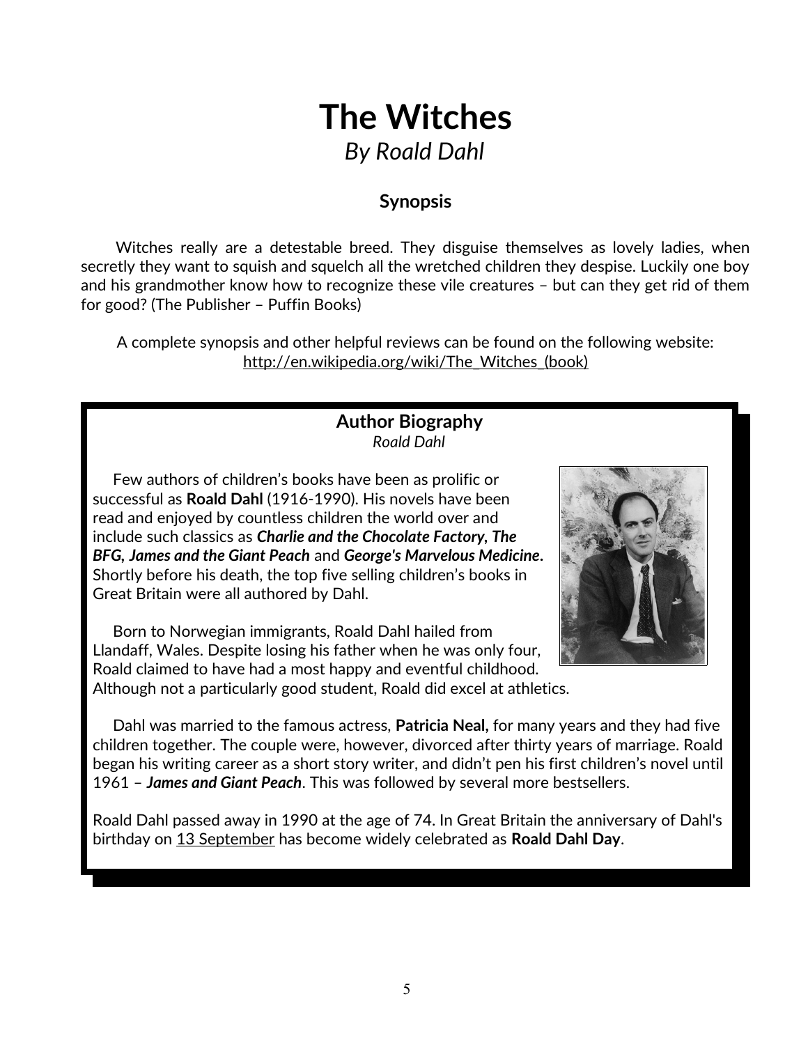# The Witches

*By Roald Dahl*

## Synopsis

Witches really are a detestable breed. They disguise themselves as lovely ladies, when secretly they want to squish and squelch all the wretched children they despise. Luckily one boy and his grandmother know how to recognize these vile creatures – but can they get rid of them for good? (The Publisher – Puffin Books)

A complete synopsis and other helpful reviews can be found on the following website:
http://en.wikipedia.org/wiki/The_Witches_(book)

### Author Biography

*Roald Dahl*

Few authors of children's books have been as prolific or successful as **Roald Dahl** (1916-1990). His novels have been read and enjoyed by countless children the world over and include such classics as ***Charlie and the Chocolate Factory, The BFG, James and the Giant Peach*** and ***George's Marvelous Medicine*.** Shortly before his death, the top five selling children's books in Great Britain were all authored by Dahl.

Born to Norwegian immigrants, Roald Dahl hailed from Llandaff, Wales. Despite losing his father when he was only four, Roald claimed to have had a most happy and eventful childhood. Although not a particularly good student, Roald did excel at athletics.

Dahl was married to the famous actress, **Patricia Neal,** for many years and they had five children together. The couple were, however, divorced after thirty years of marriage. Roald began his writing career as a short story writer, and didn't pen his first children's novel until 1961 – ***James and Giant Peach***. This was followed by several more bestsellers.

Roald Dahl passed away in 1990 at the age of 74. In Great Britain the anniversary of Dahl's birthday on 13 September has become widely celebrated as **Roald Dahl Day**.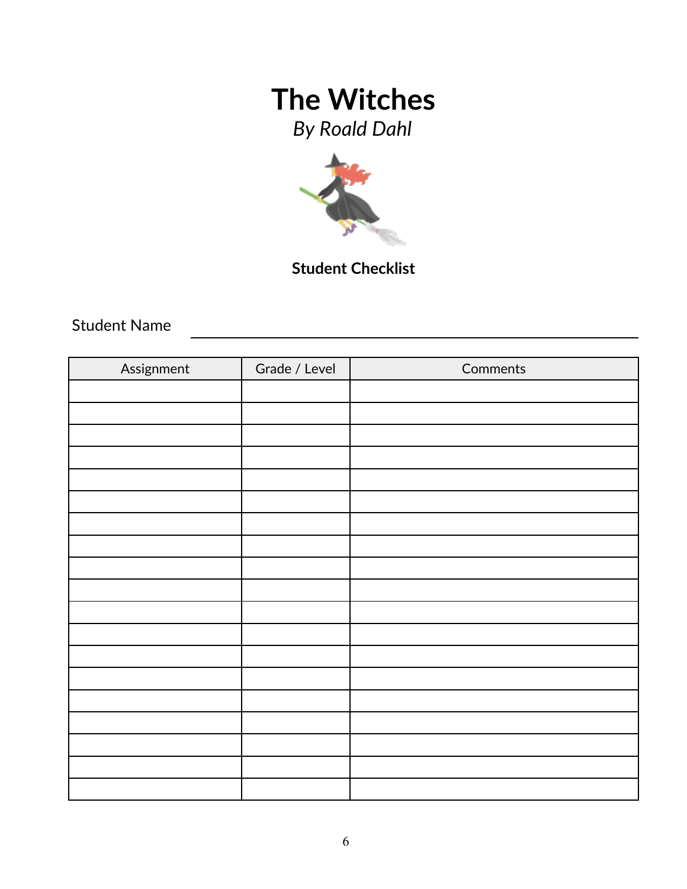# The Witches

*By Roald Dahl*

**Student Checklist**

Student Name ______________________________

| Assignment | Grade / Level | Comments |
| --- | --- | --- |
| | | |
| | | |
| | | |
| | | |
| | | |
| | | |
| | | |
| | | |
| | | |
| | | |
| | | |
| | | |
| | | |
| | | |
| | | |
| | | |
| | | |
| | | |
| | | |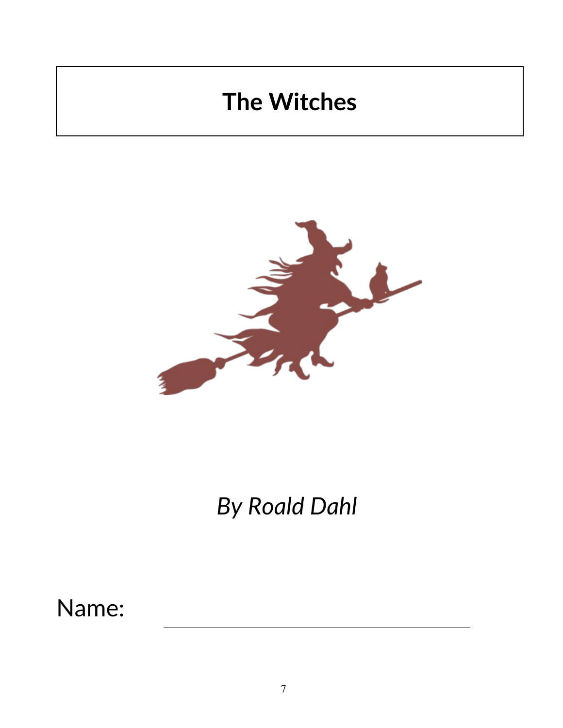# The Witches

*By Roald Dahl*

Name: ___________________________________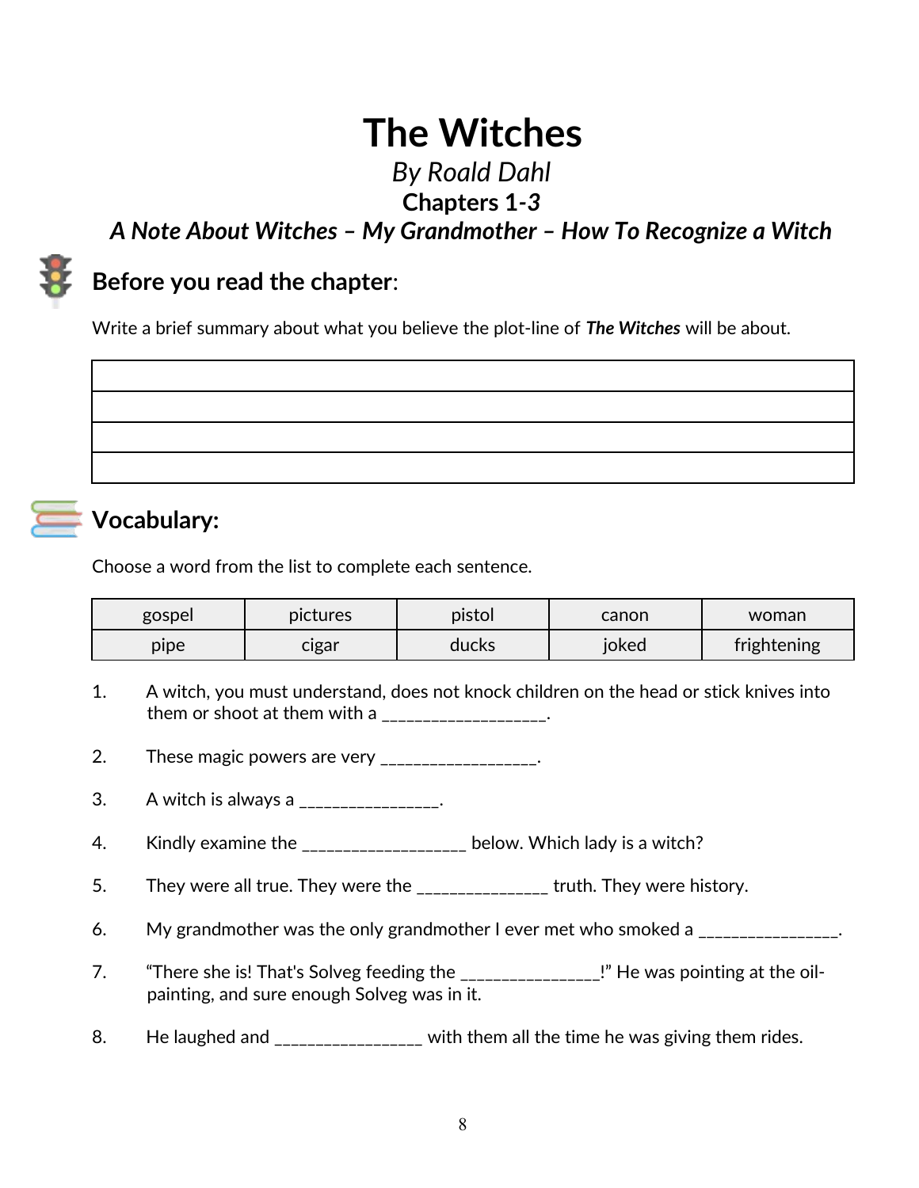# The Witches

*By Roald Dahl*

**Chapters 1-*3***

***A Note About Witches – My Grandmother – How To Recognize a Witch***

## Before you read the chapter:

Write a brief summary about what you believe the plot-line of ***The Witches*** will be about.

| |
|---|
| |
| |
| |
| |

## Vocabulary:

Choose a word from the list to complete each sentence.

| gospel | pictures | pistol | canon | woman |
|---|---|---|---|---|
| pipe | cigar | ducks | joked | frightening |

1. A witch, you must understand, does not knock children on the head or stick knives into them or shoot at them with a ___________________.

2. These magic powers are very _________________.

3. A witch is always a ________________.

4. Kindly examine the ___________________ below. Which lady is a witch?

5. They were all true. They were the _______________ truth. They were history.

6. My grandmother was the only grandmother I ever met who smoked a ________________.

7. "There she is! That's Solveg feeding the ________________!" He was pointing at the oil-painting, and sure enough Solveg was in it.

8. He laughed and _________________ with them all the time he was giving them rides.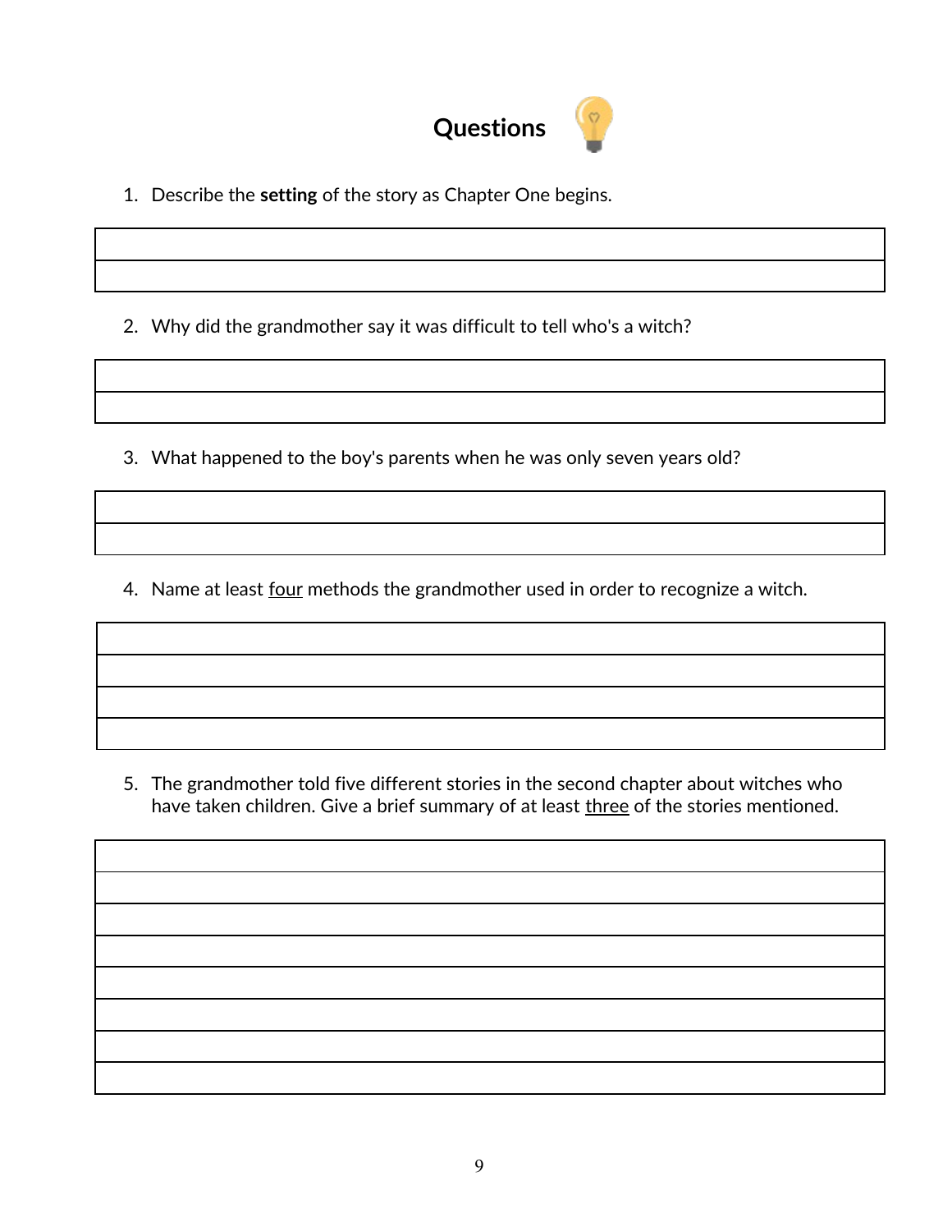# Questions

1. Describe the **setting** of the story as Chapter One begins.

2. Why did the grandmother say it was difficult to tell who's a witch?

3. What happened to the boy's parents when he was only seven years old?

4. Name at least four methods the grandmother used in order to recognize a witch.

5. The grandmother told five different stories in the second chapter about witches who have taken children. Give a brief summary of at least three of the stories mentioned.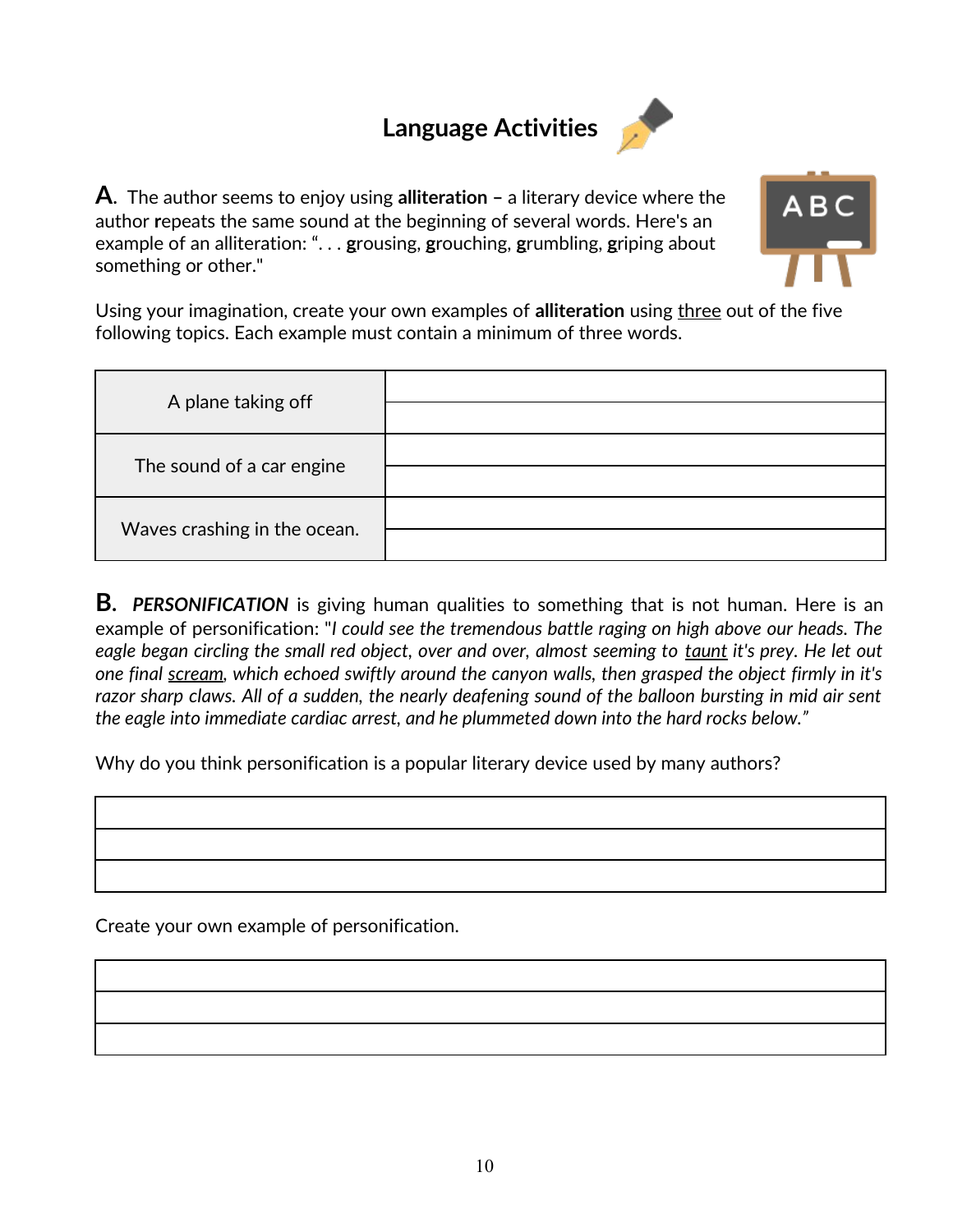# Language Activities

**A.** The author seems to enjoy using **alliteration** – a literary device where the author **r**epeats the same sound at the beginning of several words. Here's an example of an alliteration: ". . . **g**rousing, **g**rouching, **g**rumbling, **g**riping about something or other."

Using your imagination, create your own examples of **alliteration** using <u>three</u> out of the five following topics. Each example must contain a minimum of three words.

| | |
|---|---|
| A plane taking off | |
| The sound of a car engine | |
| Waves crashing in the ocean. | |

**B.** ***PERSONIFICATION*** is giving human qualities to something that is not human. Here is an example of personification: "*I could see the tremendous battle raging on high above our heads. The eagle began circling the small red object, over and over, almost seeming to <u>taunt</u> it's prey. He let out one final <u>scream</u>, which echoed swiftly around the canyon walls, then grasped the object firmly in it's razor sharp claws. All of a sudden, the nearly deafening sound of the balloon bursting in mid air sent the eagle into immediate cardiac arrest, and he plummeted down into the hard rocks below.*"

Why do you think personification is a popular literary device used by many authors?

| |
|---|
| |
| |
| |

Create your own example of personification.

| |
|---|
| |
| |
| |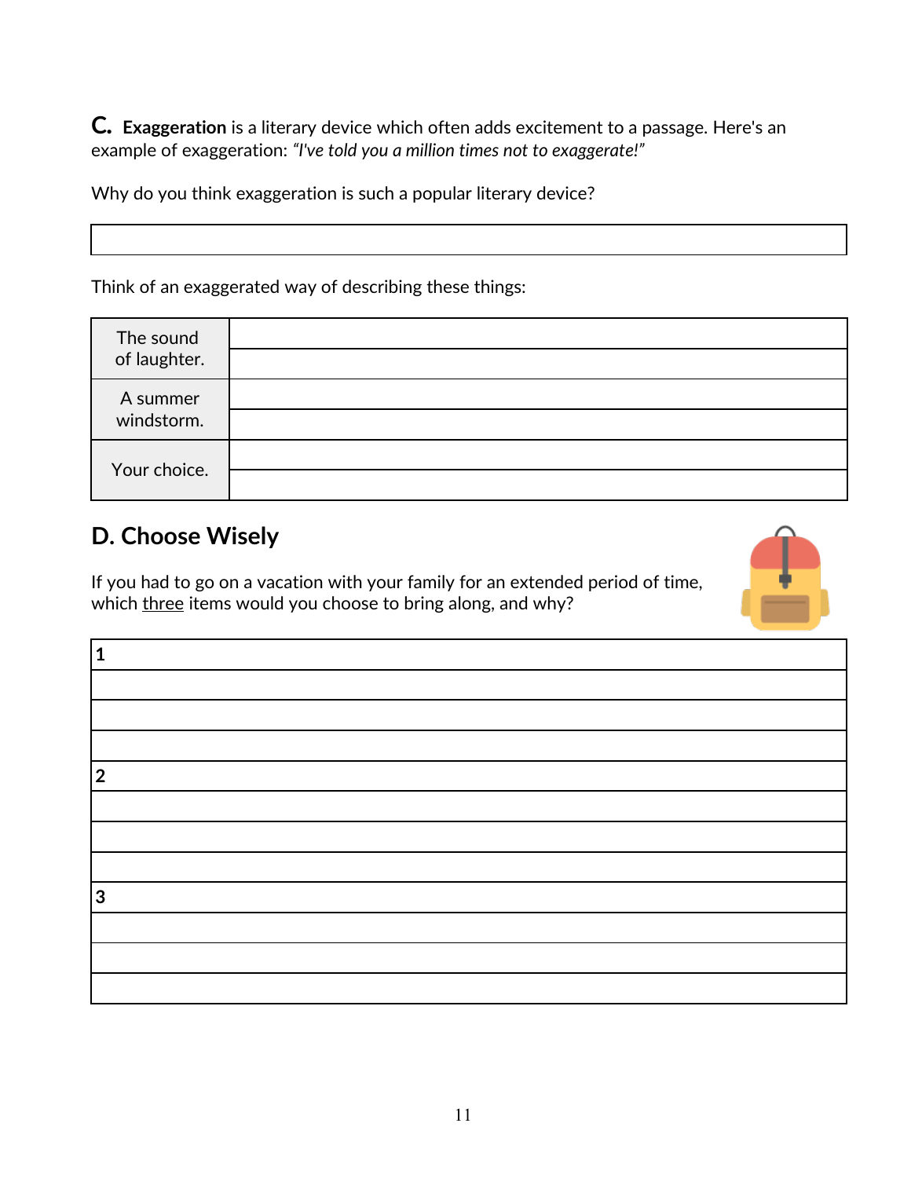**C. Exaggeration** is a literary device which often adds excitement to a passage. Here's an example of exaggeration: *"I've told you a million times not to exaggerate!"*

Why do you think exaggeration is such a popular literary device?

| |
|---|
| |

Think of an exaggerated way of describing these things:

| | |
|---|---|
| The sound of laughter. | |
| | |
| A summer windstorm. | |
| | |
| Your choice. | |
| | |

## D. Choose Wisely

If you had to go on a vacation with your family for an extended period of time, which <u>three</u> items would you choose to bring along, and why?

| |
|---|
| **1** |
| |
| |
| |
| **2** |
| |
| |
| |
| **3** |
| |
| |
| |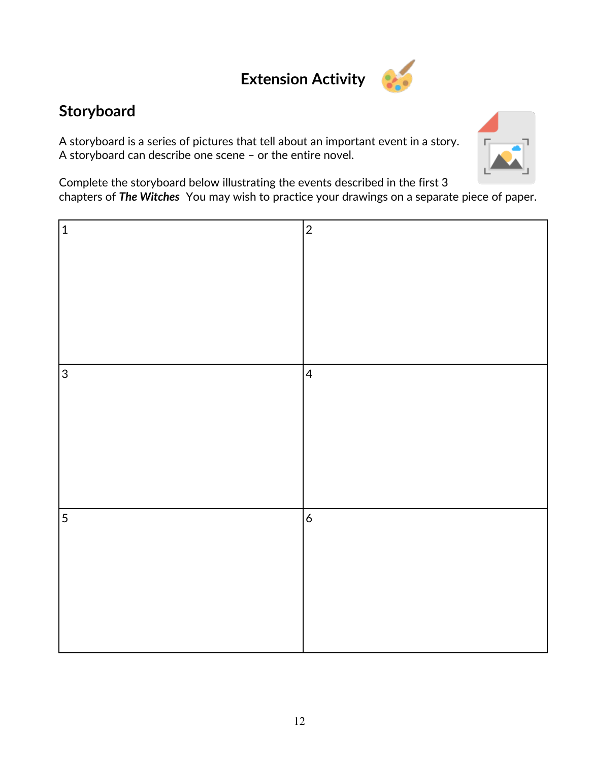# Extension Activity

## Storyboard

A storyboard is a series of pictures that tell about an important event in a story. A storyboard can describe one scene – or the entire novel.

Complete the storyboard below illustrating the events described in the first 3 chapters of ***The Witches*** You may wish to practice your drawings on a separate piece of paper.

| | |
|---|---|
| 1 | 2 |
| 3 | 4 |
| 5 | 6 |